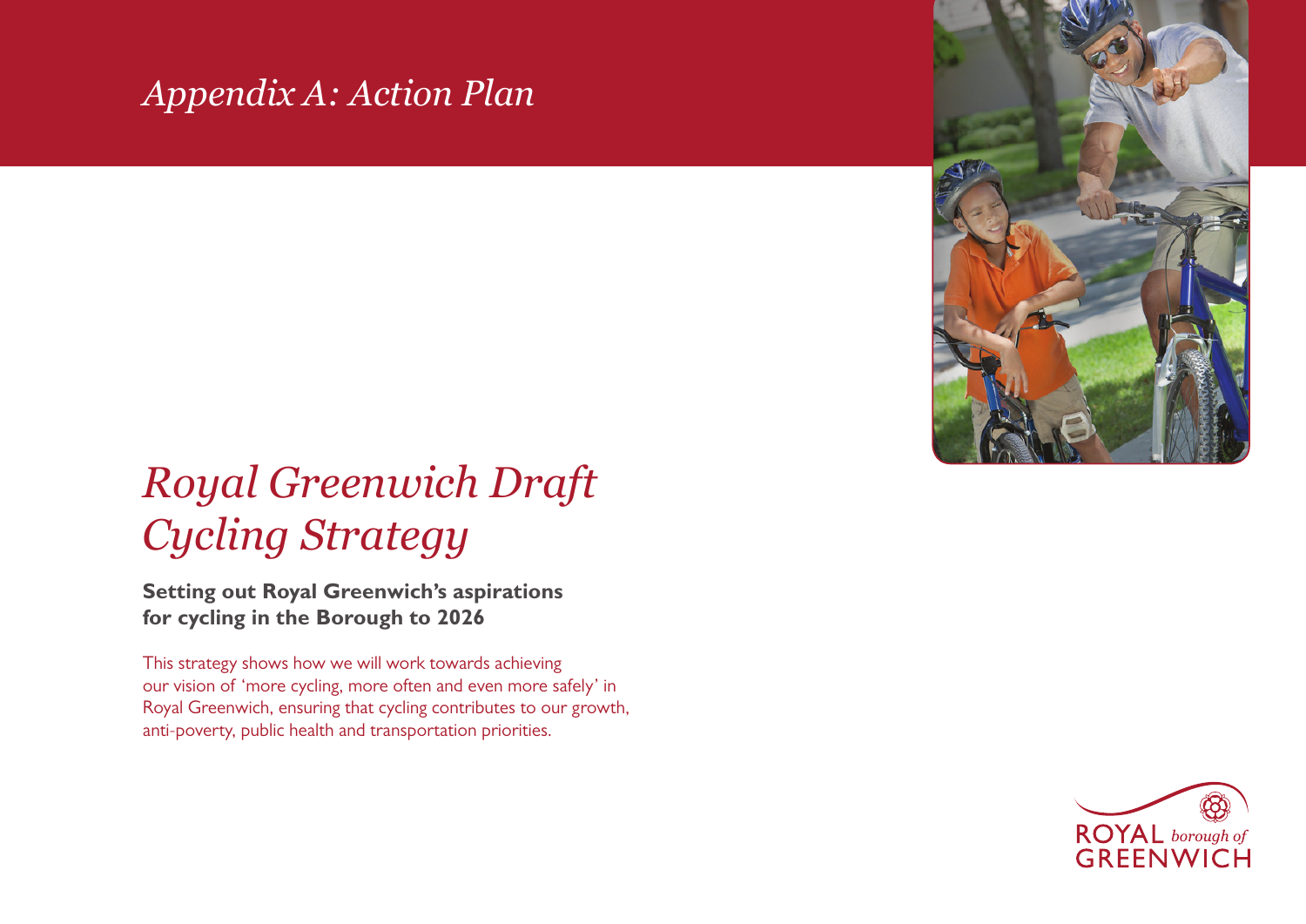*Appendix A: Action Plan*

# *Royal Greenwich Draft Cycling Strategy*

**Setting out Royal Greenwich's aspirations for cycling in the Borough to 2026**

This strategy shows how we will work towards achieving our vision of 'more cycling, more often and even more safely' in Royal Greenwich, ensuring that cycling contributes to our growth, anti-poverty, public health and transportation priorities.

ROYAL *borough of* GREENWICH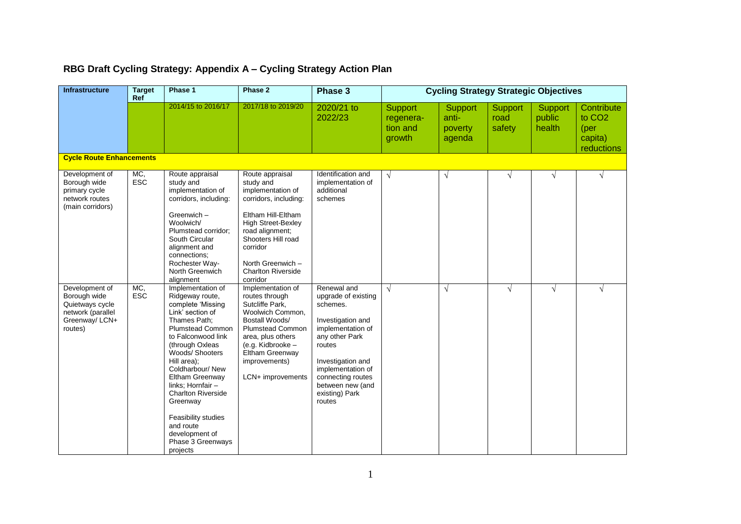# RBG Draft Cycling Strategy: Appendix A – Cycling Strategy Action Plan

| Infrastructure | Target Ref | Phase 1 | Phase 2 | Phase 3 | Cycling Strategy Strategic Objectives | | | | |
|---|---|---|---|---|---|---|---|---|---|
| | | 2014/15 to 2016/17 | 2017/18 to 2019/20 | 2020/21 to 2022/23 | Support regenera-tion and growth | Support anti-poverty agenda | Support road safety | Support public health | Contribute to $CO_2$ (per capita) reductions |
| **Cycle Route Enhancements** | | | | | | | | | |
| Development of Borough wide primary cycle network routes (main corridors) | MC, ESC | Route appraisal study and implementation of corridors, including:<br><br>Greenwich – Woolwich/ Plumstead corridor; South Circular alignment and connections; Rochester Way- North Greenwich alignment | Route appraisal study and implementation of corridors, including:<br><br>Eltham Hill-Eltham High Street-Bexley road alignment; Shooters Hill road corridor<br><br>North Greenwich – Charlton Riverside corridor | Identification and implementation of additional schemes | √ | √ | √ | √ | √ |
| Development of Borough wide Quietways cycle network (parallel Greenway/ LCN+ routes) | MC, ESC | Implementation of Ridgeway route, complete 'Missing Link' section of Thames Path; Plumstead Common to Falconwood link (through Oxleas Woods/ Shooters Hill area); Coldharbour/ New Eltham Greenway links; Hornfair – Charlton Riverside Greenway<br><br>Feasibility studies and route development of Phase 3 Greenways projects | Implementation of routes through Sutcliffe Park, Woolwich Common, Bostall Woods/ Plumstead Common area, plus others (e.g. Kidbrooke – Eltham Greenway improvements)<br><br>LCN+ improvements | Renewal and upgrade of existing schemes.<br><br>Investigation and implementation of any other Park routes<br><br>Investigation and implementation of connecting routes between new (and existing) Park routes | √ | √ | √ | √ | √ |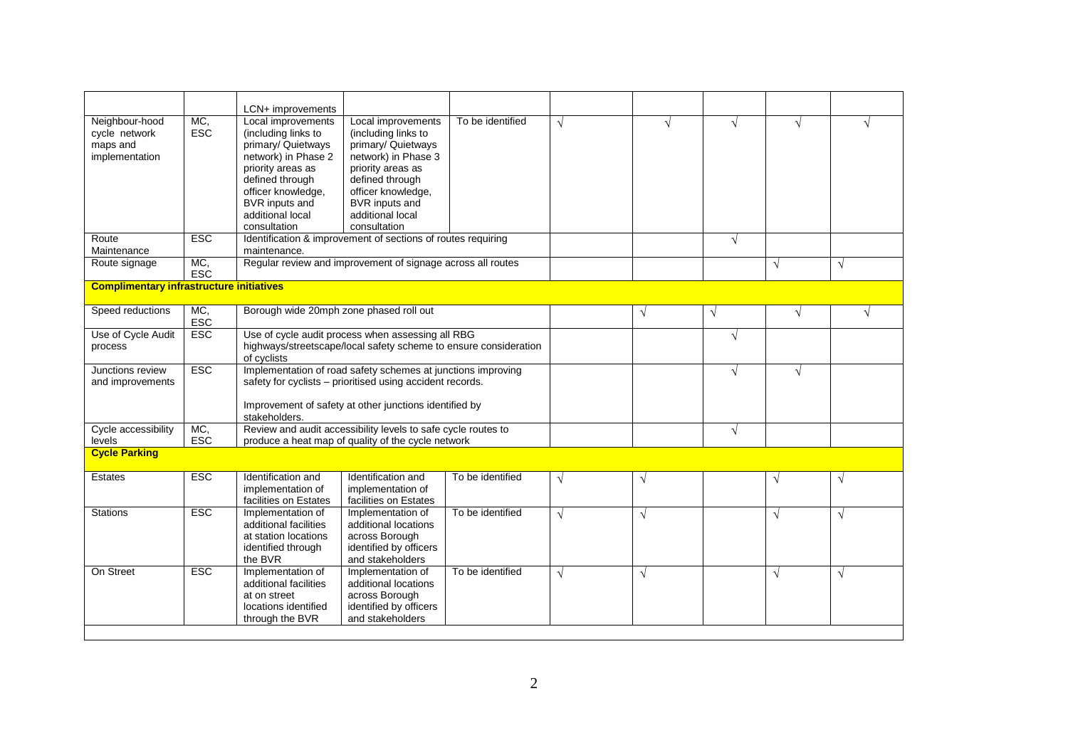| | | | | | | | | | |
|---|---|---|---|---|---|---|---|---|---|
| | | LCN+ improvements | | | | | | | |
| Neighbour-hood cycle network maps and implementation | MC, ESC | Local improvements (including links to primary/ Quietways network) in Phase 2 priority areas as defined through officer knowledge, BVR inputs and additional local consultation | Local improvements (including links to primary/ Quietways network) in Phase 3 priority areas as defined through officer knowledge, BVR inputs and additional local consultation | To be identified | √ | √ | √ | √ | √ |
| Route Maintenance | ESC | Identification & improvement of sections of routes requiring maintenance. | | | | | √ | | |
| Route signage | MC, ESC | Regular review and improvement of signage across all routes | | | | | | √ | √ |
| **Complimentary infrastructure initiatives** | | | | | | | | | |
| Speed reductions | MC, ESC | Borough wide 20mph zone phased roll out | | | | √ | √ | √ | √ |
| Use of Cycle Audit process | ESC | Use of cycle audit process when assessing all RBG highways/streetscape/local safety scheme to ensure consideration of cyclists | | | | | √ | | |
| Junctions review and improvements | ESC | Implementation of road safety schemes at junctions improving safety for cyclists – prioritised using accident records.<br><br>Improvement of safety at other junctions identified by stakeholders. | | | | | √ | √ | |
| Cycle accessibility levels | MC, ESC | Review and audit accessibility levels to safe cycle routes to produce a heat map of quality of the cycle network | | | | | √ | | |
| **Cycle Parking** | | | | | | | | | |
| Estates | ESC | Identification and implementation of facilities on Estates | Identification and implementation of facilities on Estates | To be identified | √ | √ | | √ | √ |
| Stations | ESC | Implementation of additional facilities at station locations identified through the BVR | Implementation of additional locations across Borough identified by officers and stakeholders | To be identified | √ | √ | | √ | √ |
| On Street | ESC | Implementation of additional facilities at on street locations identified through the BVR | Implementation of additional locations across Borough identified by officers and stakeholders | To be identified | √ | √ | | √ | √ |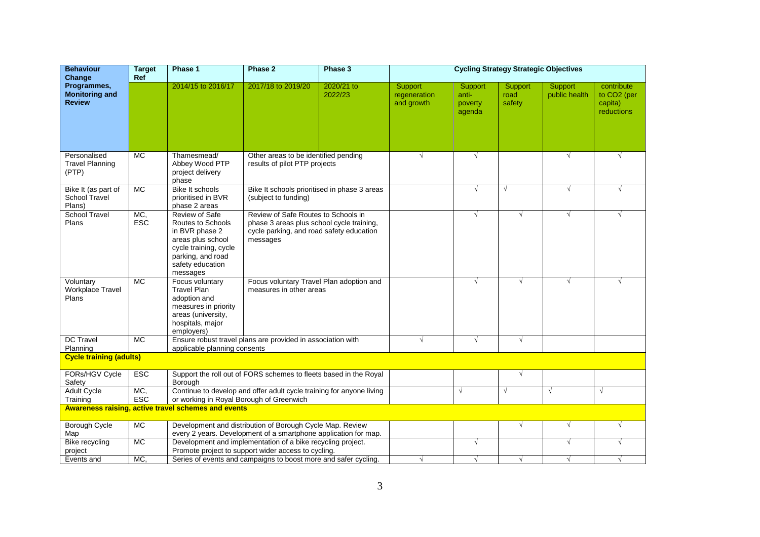| Behaviour Change Programmes, Monitoring and Review | Target Ref | Phase 1 | Phase 2 | Phase 3 | Cycling Strategy Strategic Objectives | | | | |
|---|---|---|---|---|---|---|---|---|---|
| | | 2014/15 to 2016/17 | 2017/18 to 2019/20 | 2020/21 to 2022/23 | Support regeneration and growth | Support anti-poverty agenda | Support road safety | Support public health | contribute to $CO_2$ (per capita) reductions |
| Personalised Travel Planning (PTP) | MC | Thamesmead/ Abbey Wood PTP project delivery phase | Other areas to be identified pending results of pilot PTP projects | | √ | √ | | √ | √ |
| Bike It (as part of School Travel Plans) | MC | Bike It schools prioritised in BVR phase 2 areas | Bike It schools prioritised in phase 3 areas (subject to funding) | | | √ | √ | √ | √ |
| School Travel Plans | MC, ESC | Review of Safe Routes to Schools in BVR phase 2 areas plus school cycle training, cycle parking, and road safety education messages | Review of Safe Routes to Schools in phase 3 areas plus school cycle training, cycle parking, and road safety education messages | | | √ | √ | √ | √ |
| Voluntary Workplace Travel Plans | MC | Focus voluntary Travel Plan adoption and measures in priority areas (university, hospitals, major employers) | Focus voluntary Travel Plan adoption and measures in other areas | | | √ | √ | √ | √ |
| DC Travel Planning | MC | Ensure robust travel plans are provided in association with applicable planning consents | | | √ | √ | √ | | |
| **Cycle training (adults)** | | | | | | | | | |
| FORs/HGV Cycle Safety | ESC | Support the roll out of FORS schemes to fleets based in the Royal Borough | | | | | √ | | |
| Adult Cycle Training | MC, ESC | Continue to develop and offer adult cycle training for anyone living or working in Royal Borough of Greenwich | | | | √ | √ | √ | √ |
| **Awareness raising, active travel schemes and events** | | | | | | | | | |
| Borough Cycle Map | MC | Development and distribution of Borough Cycle Map. Review every 2 years. Development of a smartphone application for map. | | | | | √ | √ | √ |
| Bike recycling project | MC | Development and implementation of a bike recycling project. Promote project to support wider access to cycling. | | | | √ | | √ | √ |
| Events and | MC, | Series of events and campaigns to boost more and safer cycling. | | | √ | √ | √ | √ | √ |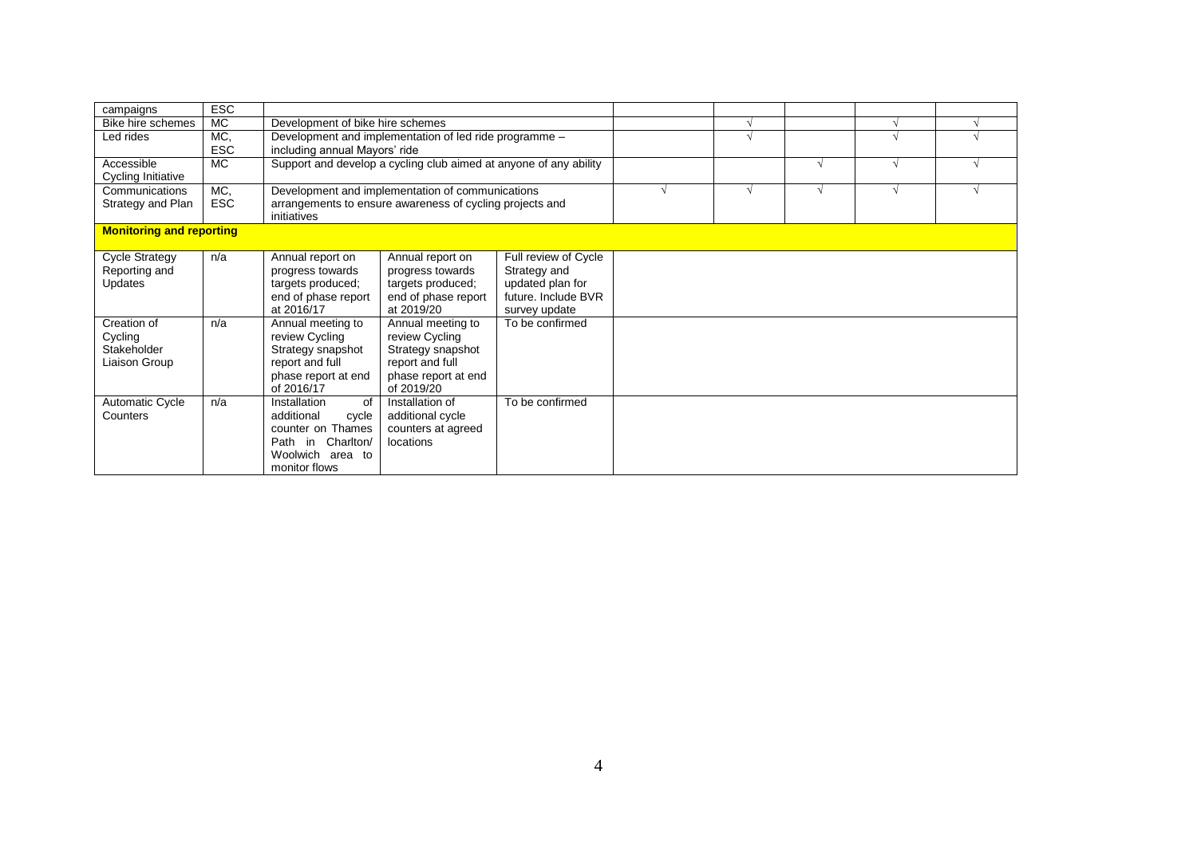| | | | | | | | | | |
|---|---|---|---|---|---|---|---|---|---|
| campaigns | ESC | | | | | | | | |
| Bike hire schemes | MC | Development of bike hire schemes | | | | √ | | √ | √ |
| Led rides | MC, ESC | Development and implementation of led ride programme – including annual Mayors' ride | | | | √ | | √ | √ |
| Accessible Cycling Initiative | MC | Support and develop a cycling club aimed at anyone of any ability | | | | | √ | √ | √ |
| Communications Strategy and Plan | MC, ESC | Development and implementation of communications arrangements to ensure awareness of cycling projects and initiatives | | | √ | √ | √ | √ | √ |
| **Monitoring and reporting** | | | | | | | | | |
| Cycle Strategy Reporting and Updates | n/a | Annual report on progress towards targets produced; end of phase report at 2016/17 | Annual report on progress towards targets produced; end of phase report at 2019/20 | Full review of Cycle Strategy and updated plan for future. Include BVR survey update | | | | | |
| Creation of Cycling Stakeholder Liaison Group | n/a | Annual meeting to review Cycling Strategy snapshot report and full phase report at end of 2016/17 | Annual meeting to review Cycling Strategy snapshot report and full phase report at end of 2019/20 | To be confirmed | | | | | |
| Automatic Cycle Counters | n/a | Installation of additional cycle counter on Thames Path in Charlton/ Woolwich area to monitor flows | Installation of additional cycle counters at agreed locations | To be confirmed | | | | | |